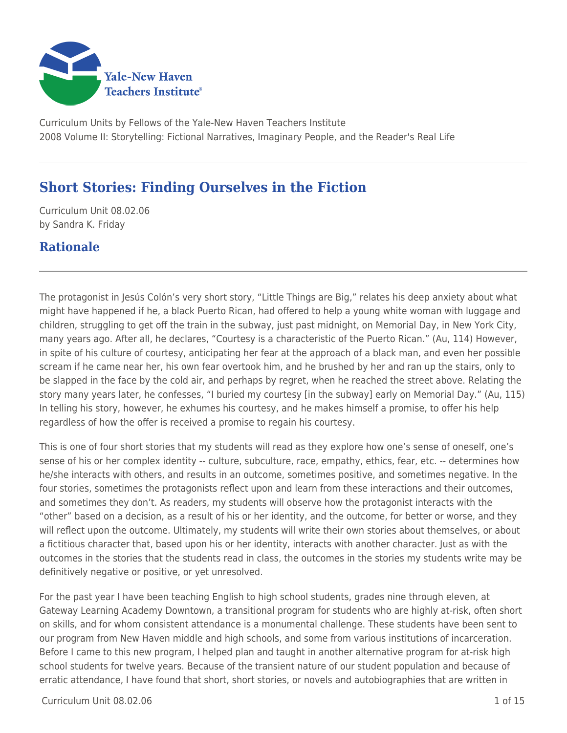Curriculum Units by Fellows of the Yale-New Haven Teachers Institute
2008 Volume II: Storytelling: Fictional Narratives, Imaginary People, and the Reader's Real Life

# Short Stories: Finding Ourselves in the Fiction

Curriculum Unit 08.02.06
by Sandra K. Friday

## Rationale

The protagonist in Jesús Colón's very short story, "Little Things are Big," relates his deep anxiety about what might have happened if he, a black Puerto Rican, had offered to help a young white woman with luggage and children, struggling to get off the train in the subway, just past midnight, on Memorial Day, in New York City, many years ago. After all, he declares, "Courtesy is a characteristic of the Puerto Rican." (Au, 114) However, in spite of his culture of courtesy, anticipating her fear at the approach of a black man, and even her possible scream if he came near her, his own fear overtook him, and he brushed by her and ran up the stairs, only to be slapped in the face by the cold air, and perhaps by regret, when he reached the street above. Relating the story many years later, he confesses, "I buried my courtesy [in the subway] early on Memorial Day." (Au, 115) In telling his story, however, he exhumes his courtesy, and he makes himself a promise, to offer his help regardless of how the offer is received a promise to regain his courtesy.

This is one of four short stories that my students will read as they explore how one's sense of oneself, one's sense of his or her complex identity -- culture, subculture, race, empathy, ethics, fear, etc. -- determines how he/she interacts with others, and results in an outcome, sometimes positive, and sometimes negative. In the four stories, sometimes the protagonists reflect upon and learn from these interactions and their outcomes, and sometimes they don't. As readers, my students will observe how the protagonist interacts with the "other" based on a decision, as a result of his or her identity, and the outcome, for better or worse, and they will reflect upon the outcome. Ultimately, my students will write their own stories about themselves, or about a fictitious character that, based upon his or her identity, interacts with another character. Just as with the outcomes in the stories that the students read in class, the outcomes in the stories my students write may be definitively negative or positive, or yet unresolved.

For the past year I have been teaching English to high school students, grades nine through eleven, at Gateway Learning Academy Downtown, a transitional program for students who are highly at-risk, often short on skills, and for whom consistent attendance is a monumental challenge. These students have been sent to our program from New Haven middle and high schools, and some from various institutions of incarceration. Before I came to this new program, I helped plan and taught in another alternative program for at-risk high school students for twelve years. Because of the transient nature of our student population and because of erratic attendance, I have found that short, short stories, or novels and autobiographies that are written in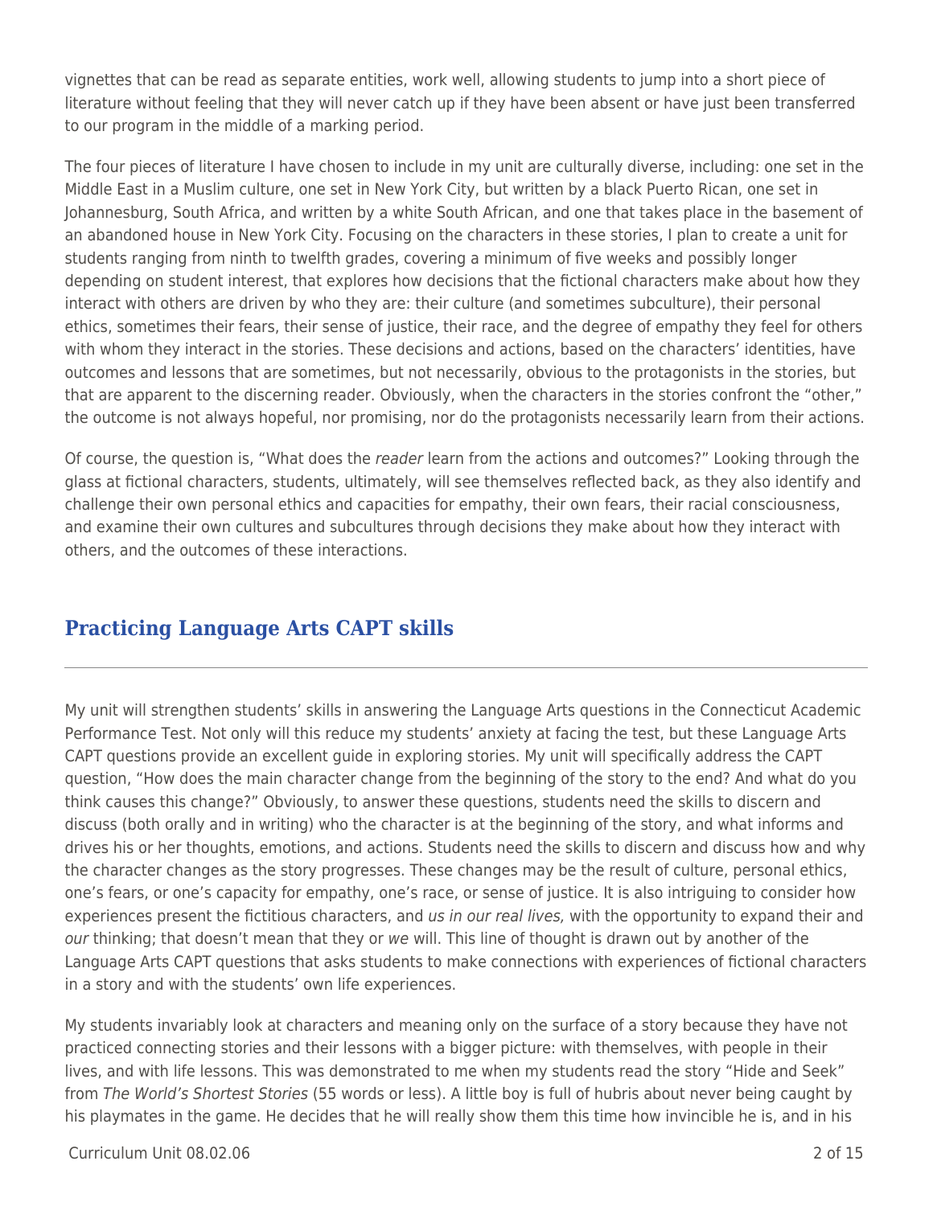vignettes that can be read as separate entities, work well, allowing students to jump into a short piece of literature without feeling that they will never catch up if they have been absent or have just been transferred to our program in the middle of a marking period.

The four pieces of literature I have chosen to include in my unit are culturally diverse, including: one set in the Middle East in a Muslim culture, one set in New York City, but written by a black Puerto Rican, one set in Johannesburg, South Africa, and written by a white South African, and one that takes place in the basement of an abandoned house in New York City. Focusing on the characters in these stories, I plan to create a unit for students ranging from ninth to twelfth grades, covering a minimum of five weeks and possibly longer depending on student interest, that explores how decisions that the fictional characters make about how they interact with others are driven by who they are: their culture (and sometimes subculture), their personal ethics, sometimes their fears, their sense of justice, their race, and the degree of empathy they feel for others with whom they interact in the stories. These decisions and actions, based on the characters' identities, have outcomes and lessons that are sometimes, but not necessarily, obvious to the protagonists in the stories, but that are apparent to the discerning reader. Obviously, when the characters in the stories confront the "other," the outcome is not always hopeful, nor promising, nor do the protagonists necessarily learn from their actions.

Of course, the question is, "What does the *reader* learn from the actions and outcomes?" Looking through the glass at fictional characters, students, ultimately, will see themselves reflected back, as they also identify and challenge their own personal ethics and capacities for empathy, their own fears, their racial consciousness, and examine their own cultures and subcultures through decisions they make about how they interact with others, and the outcomes of these interactions.

## Practicing Language Arts CAPT skills

My unit will strengthen students' skills in answering the Language Arts questions in the Connecticut Academic Performance Test. Not only will this reduce my students' anxiety at facing the test, but these Language Arts CAPT questions provide an excellent guide in exploring stories. My unit will specifically address the CAPT question, "How does the main character change from the beginning of the story to the end? And what do you think causes this change?" Obviously, to answer these questions, students need the skills to discern and discuss (both orally and in writing) who the character is at the beginning of the story, and what informs and drives his or her thoughts, emotions, and actions. Students need the skills to discern and discuss how and why the character changes as the story progresses. These changes may be the result of culture, personal ethics, one's fears, or one's capacity for empathy, one's race, or sense of justice. It is also intriguing to consider how experiences present the fictitious characters, and *us in our real lives,* with the opportunity to expand their and *our* thinking; that doesn't mean that they or *we* will. This line of thought is drawn out by another of the Language Arts CAPT questions that asks students to make connections with experiences of fictional characters in a story and with the students' own life experiences.

My students invariably look at characters and meaning only on the surface of a story because they have not practiced connecting stories and their lessons with a bigger picture: with themselves, with people in their lives, and with life lessons. This was demonstrated to me when my students read the story "Hide and Seek" from *The World's Shortest Stories* (55 words or less). A little boy is full of hubris about never being caught by his playmates in the game. He decides that he will really show them this time how invincible he is, and in his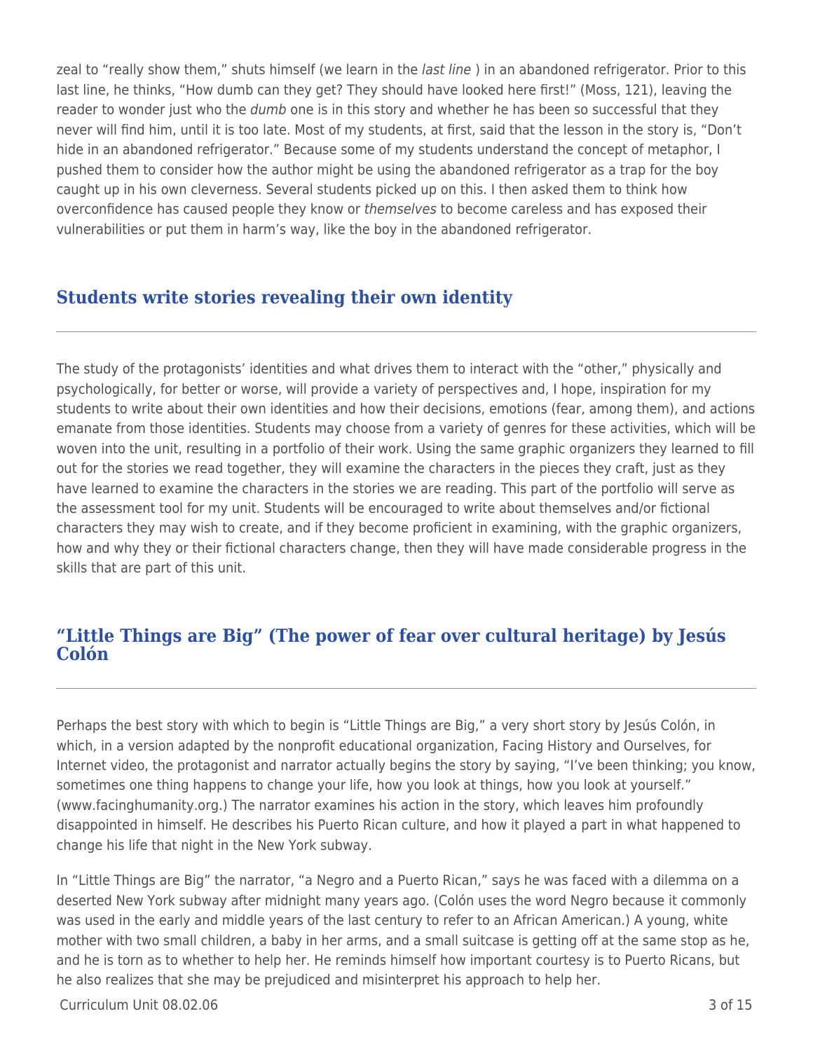zeal to "really show them," shuts himself (we learn in the *last line* ) in an abandoned refrigerator. Prior to this last line, he thinks, "How dumb can they get? They should have looked here first!" (Moss, 121), leaving the reader to wonder just who the *dumb* one is in this story and whether he has been so successful that they never will find him, until it is too late. Most of my students, at first, said that the lesson in the story is, "Don't hide in an abandoned refrigerator." Because some of my students understand the concept of metaphor, I pushed them to consider how the author might be using the abandoned refrigerator as a trap for the boy caught up in his own cleverness. Several students picked up on this. I then asked them to think how overconfidence has caused people they know or *themselves* to become careless and has exposed their vulnerabilities or put them in harm's way, like the boy in the abandoned refrigerator.

## Students write stories revealing their own identity

The study of the protagonists' identities and what drives them to interact with the "other," physically and psychologically, for better or worse, will provide a variety of perspectives and, I hope, inspiration for my students to write about their own identities and how their decisions, emotions (fear, among them), and actions emanate from those identities. Students may choose from a variety of genres for these activities, which will be woven into the unit, resulting in a portfolio of their work. Using the same graphic organizers they learned to fill out for the stories we read together, they will examine the characters in the pieces they craft, just as they have learned to examine the characters in the stories we are reading. This part of the portfolio will serve as the assessment tool for my unit. Students will be encouraged to write about themselves and/or fictional characters they may wish to create, and if they become proficient in examining, with the graphic organizers, how and why they or their fictional characters change, then they will have made considerable progress in the skills that are part of this unit.

## "Little Things are Big" (The power of fear over cultural heritage) by Jesús Colón

Perhaps the best story with which to begin is "Little Things are Big," a very short story by Jesús Colón, in which, in a version adapted by the nonprofit educational organization, Facing History and Ourselves, for Internet video, the protagonist and narrator actually begins the story by saying, "I've been thinking; you know, sometimes one thing happens to change your life, how you look at things, how you look at yourself." (www.facinghumanity.org.) The narrator examines his action in the story, which leaves him profoundly disappointed in himself. He describes his Puerto Rican culture, and how it played a part in what happened to change his life that night in the New York subway.

In "Little Things are Big" the narrator, "a Negro and a Puerto Rican," says he was faced with a dilemma on a deserted New York subway after midnight many years ago. (Colón uses the word Negro because it commonly was used in the early and middle years of the last century to refer to an African American.) A young, white mother with two small children, a baby in her arms, and a small suitcase is getting off at the same stop as he, and he is torn as to whether to help her. He reminds himself how important courtesy is to Puerto Ricans, but he also realizes that she may be prejudiced and misinterpret his approach to help her.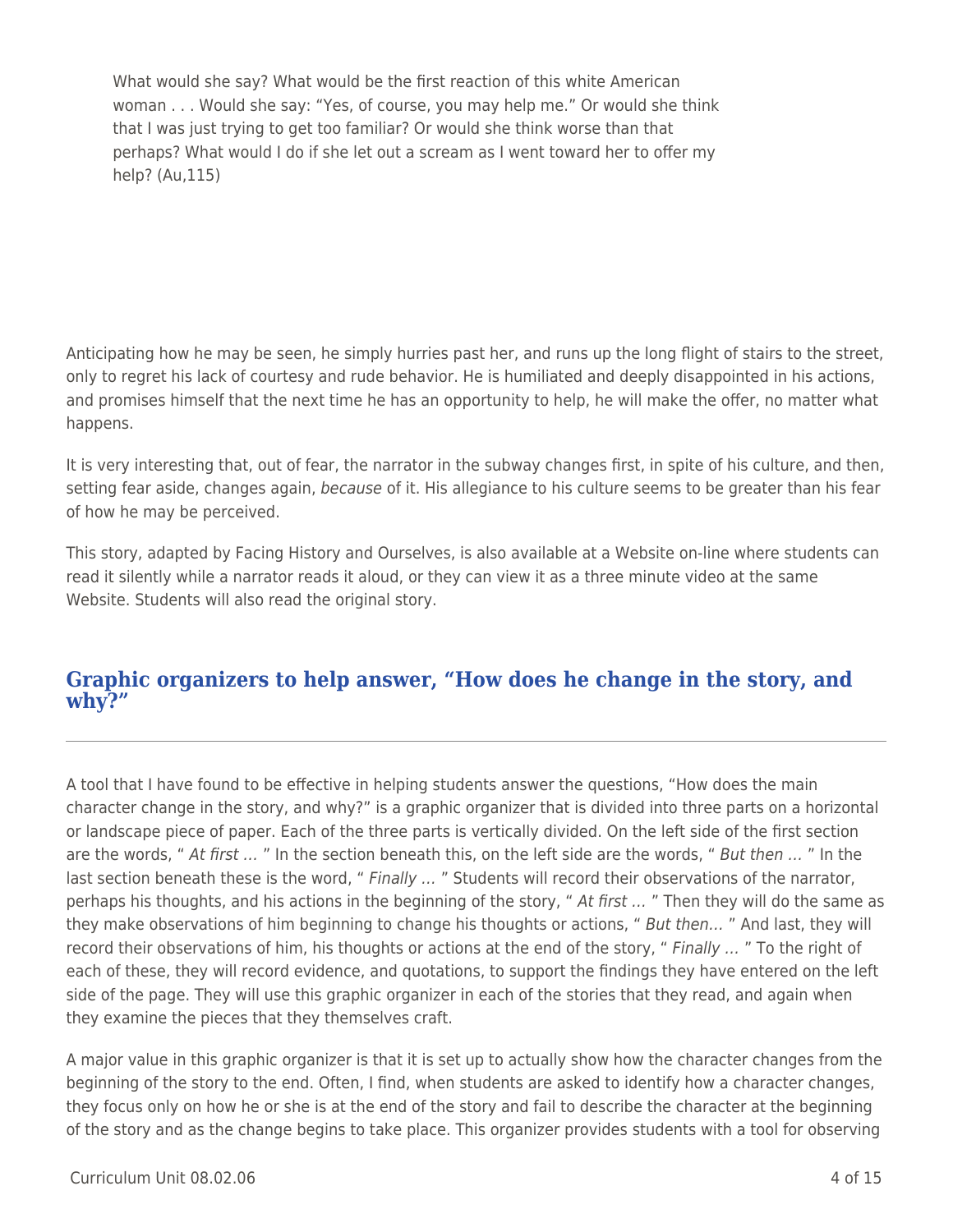> What would she say? What would be the first reaction of this white American woman . . . Would she say: "Yes, of course, you may help me." Or would she think that I was just trying to get too familiar? Or would she think worse than that perhaps? What would I do if she let out a scream as I went toward her to offer my help? (Au,115)

Anticipating how he may be seen, he simply hurries past her, and runs up the long flight of stairs to the street, only to regret his lack of courtesy and rude behavior. He is humiliated and deeply disappointed in his actions, and promises himself that the next time he has an opportunity to help, he will make the offer, no matter what happens.

It is very interesting that, out of fear, the narrator in the subway changes first, in spite of his culture, and then, setting fear aside, changes again, *because* of it. His allegiance to his culture seems to be greater than his fear of how he may be perceived.

This story, adapted by Facing History and Ourselves, is also available at a Website on-line where students can read it silently while a narrator reads it aloud, or they can view it as a three minute video at the same Website. Students will also read the original story.

## Graphic organizers to help answer, "How does he change in the story, and why?"

A tool that I have found to be effective in helping students answer the questions, "How does the main character change in the story, and why?" is a graphic organizer that is divided into three parts on a horizontal or landscape piece of paper. Each of the three parts is vertically divided. On the left side of the first section are the words, " *At first …* " In the section beneath this, on the left side are the words, " *But then …* " In the last section beneath these is the word, " *Finally …* " Students will record their observations of the narrator, perhaps his thoughts, and his actions in the beginning of the story, " *At first …* " Then they will do the same as they make observations of him beginning to change his thoughts or actions, " *But then…* " And last, they will record their observations of him, his thoughts or actions at the end of the story, " *Finally …* " To the right of each of these, they will record evidence, and quotations, to support the findings they have entered on the left side of the page. They will use this graphic organizer in each of the stories that they read, and again when they examine the pieces that they themselves craft.

A major value in this graphic organizer is that it is set up to actually show how the character changes from the beginning of the story to the end. Often, I find, when students are asked to identify how a character changes, they focus only on how he or she is at the end of the story and fail to describe the character at the beginning of the story and as the change begins to take place. This organizer provides students with a tool for observing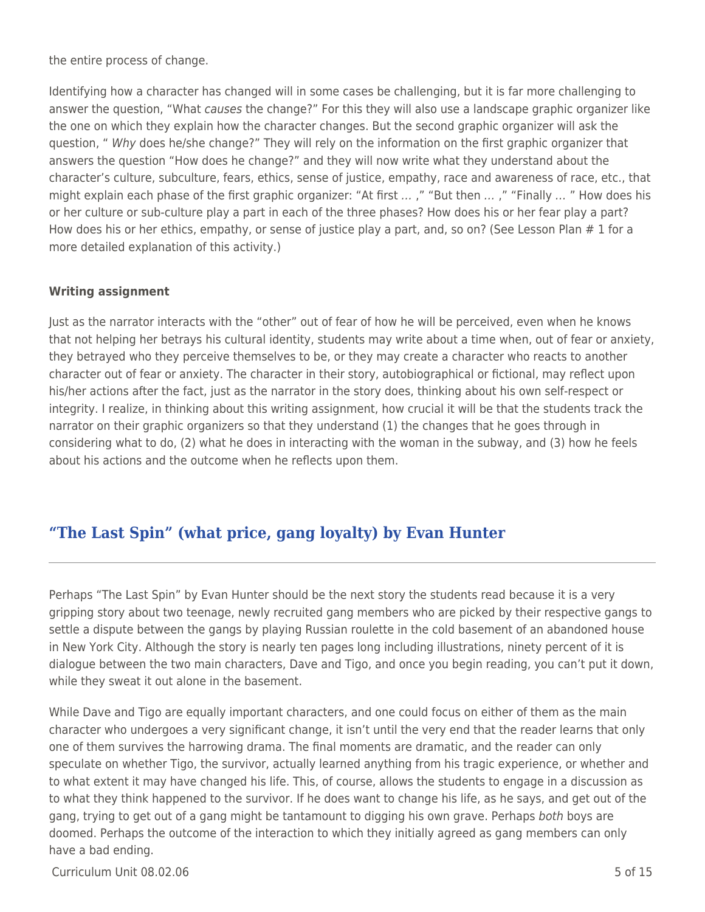the entire process of change.

Identifying how a character has changed will in some cases be challenging, but it is far more challenging to answer the question, "What *causes* the change?" For this they will also use a landscape graphic organizer like the one on which they explain how the character changes. But the second graphic organizer will ask the question, " *Why* does he/she change?" They will rely on the information on the first graphic organizer that answers the question "How does he change?" and they will now write what they understand about the character's culture, subculture, fears, ethics, sense of justice, empathy, race and awareness of race, etc., that might explain each phase of the first graphic organizer: "At first … ," "But then … ," "Finally … " How does his or her culture or sub-culture play a part in each of the three phases? How does his or her fear play a part? How does his or her ethics, empathy, or sense of justice play a part, and, so on? (See Lesson Plan # 1 for a more detailed explanation of this activity.)

**Writing assignment**

Just as the narrator interacts with the "other" out of fear of how he will be perceived, even when he knows that not helping her betrays his cultural identity, students may write about a time when, out of fear or anxiety, they betrayed who they perceive themselves to be, or they may create a character who reacts to another character out of fear or anxiety. The character in their story, autobiographical or fictional, may reflect upon his/her actions after the fact, just as the narrator in the story does, thinking about his own self-respect or integrity. I realize, in thinking about this writing assignment, how crucial it will be that the students track the narrator on their graphic organizers so that they understand (1) the changes that he goes through in considering what to do, (2) what he does in interacting with the woman in the subway, and (3) how he feels about his actions and the outcome when he reflects upon them.

## "The Last Spin" (what price, gang loyalty) by Evan Hunter

---

Perhaps "The Last Spin" by Evan Hunter should be the next story the students read because it is a very gripping story about two teenage, newly recruited gang members who are picked by their respective gangs to settle a dispute between the gangs by playing Russian roulette in the cold basement of an abandoned house in New York City. Although the story is nearly ten pages long including illustrations, ninety percent of it is dialogue between the two main characters, Dave and Tigo, and once you begin reading, you can't put it down, while they sweat it out alone in the basement.

While Dave and Tigo are equally important characters, and one could focus on either of them as the main character who undergoes a very significant change, it isn't until the very end that the reader learns that only one of them survives the harrowing drama. The final moments are dramatic, and the reader can only speculate on whether Tigo, the survivor, actually learned anything from his tragic experience, or whether and to what extent it may have changed his life. This, of course, allows the students to engage in a discussion as to what they think happened to the survivor. If he does want to change his life, as he says, and get out of the gang, trying to get out of a gang might be tantamount to digging his own grave. Perhaps *both* boys are doomed. Perhaps the outcome of the interaction to which they initially agreed as gang members can only have a bad ending.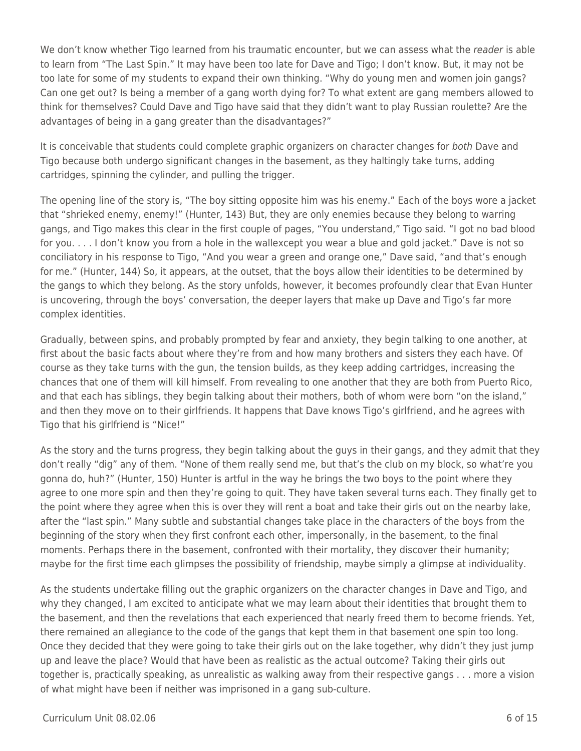We don't know whether Tigo learned from his traumatic encounter, but we can assess what the *reader* is able to learn from "The Last Spin." It may have been too late for Dave and Tigo; I don't know. But, it may not be too late for some of my students to expand their own thinking. "Why do young men and women join gangs? Can one get out? Is being a member of a gang worth dying for? To what extent are gang members allowed to think for themselves? Could Dave and Tigo have said that they didn't want to play Russian roulette? Are the advantages of being in a gang greater than the disadvantages?"

It is conceivable that students could complete graphic organizers on character changes for *both* Dave and Tigo because both undergo significant changes in the basement, as they haltingly take turns, adding cartridges, spinning the cylinder, and pulling the trigger.

The opening line of the story is, "The boy sitting opposite him was his enemy." Each of the boys wore a jacket that "shrieked enemy, enemy!" (Hunter, 143) But, they are only enemies because they belong to warring gangs, and Tigo makes this clear in the first couple of pages, "You understand," Tigo said. "I got no bad blood for you. . . . I don't know you from a hole in the wallexcept you wear a blue and gold jacket." Dave is not so conciliatory in his response to Tigo, "And you wear a green and orange one," Dave said, "and that's enough for me." (Hunter, 144) So, it appears, at the outset, that the boys allow their identities to be determined by the gangs to which they belong. As the story unfolds, however, it becomes profoundly clear that Evan Hunter is uncovering, through the boys' conversation, the deeper layers that make up Dave and Tigo's far more complex identities.

Gradually, between spins, and probably prompted by fear and anxiety, they begin talking to one another, at first about the basic facts about where they're from and how many brothers and sisters they each have. Of course as they take turns with the gun, the tension builds, as they keep adding cartridges, increasing the chances that one of them will kill himself. From revealing to one another that they are both from Puerto Rico, and that each has siblings, they begin talking about their mothers, both of whom were born "on the island," and then they move on to their girlfriends. It happens that Dave knows Tigo's girlfriend, and he agrees with Tigo that his girlfriend is "Nice!"

As the story and the turns progress, they begin talking about the guys in their gangs, and they admit that they don't really "dig" any of them. "None of them really send me, but that's the club on my block, so what're you gonna do, huh?" (Hunter, 150) Hunter is artful in the way he brings the two boys to the point where they agree to one more spin and then they're going to quit. They have taken several turns each. They finally get to the point where they agree when this is over they will rent a boat and take their girls out on the nearby lake, after the "last spin." Many subtle and substantial changes take place in the characters of the boys from the beginning of the story when they first confront each other, impersonally, in the basement, to the final moments. Perhaps there in the basement, confronted with their mortality, they discover their humanity; maybe for the first time each glimpses the possibility of friendship, maybe simply a glimpse at individuality.

As the students undertake filling out the graphic organizers on the character changes in Dave and Tigo, and why they changed, I am excited to anticipate what we may learn about their identities that brought them to the basement, and then the revelations that each experienced that nearly freed them to become friends. Yet, there remained an allegiance to the code of the gangs that kept them in that basement one spin too long. Once they decided that they were going to take their girls out on the lake together, why didn't they just jump up and leave the place? Would that have been as realistic as the actual outcome? Taking their girls out together is, practically speaking, as unrealistic as walking away from their respective gangs . . . more a vision of what might have been if neither was imprisoned in a gang sub-culture.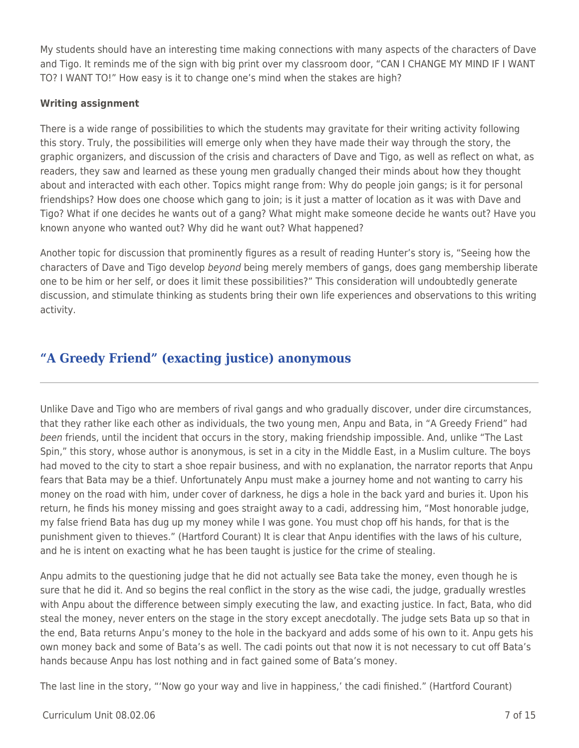My students should have an interesting time making connections with many aspects of the characters of Dave and Tigo. It reminds me of the sign with big print over my classroom door, "CAN I CHANGE MY MIND IF I WANT TO? I WANT TO!" How easy is it to change one's mind when the stakes are high?

**Writing assignment**

There is a wide range of possibilities to which the students may gravitate for their writing activity following this story. Truly, the possibilities will emerge only when they have made their way through the story, the graphic organizers, and discussion of the crisis and characters of Dave and Tigo, as well as reflect on what, as readers, they saw and learned as these young men gradually changed their minds about how they thought about and interacted with each other. Topics might range from: Why do people join gangs; is it for personal friendships? How does one choose which gang to join; is it just a matter of location as it was with Dave and Tigo? What if one decides he wants out of a gang? What might make someone decide he wants out? Have you known anyone who wanted out? Why did he want out? What happened?

Another topic for discussion that prominently figures as a result of reading Hunter's story is, "Seeing how the characters of Dave and Tigo develop *beyond* being merely members of gangs, does gang membership liberate one to be him or her self, or does it limit these possibilities?" This consideration will undoubtedly generate discussion, and stimulate thinking as students bring their own life experiences and observations to this writing activity.

## "A Greedy Friend" (exacting justice) anonymous

Unlike Dave and Tigo who are members of rival gangs and who gradually discover, under dire circumstances, that they rather like each other as individuals, the two young men, Anpu and Bata, in "A Greedy Friend" had *been* friends, until the incident that occurs in the story, making friendship impossible. And, unlike "The Last Spin," this story, whose author is anonymous, is set in a city in the Middle East, in a Muslim culture. The boys had moved to the city to start a shoe repair business, and with no explanation, the narrator reports that Anpu fears that Bata may be a thief. Unfortunately Anpu must make a journey home and not wanting to carry his money on the road with him, under cover of darkness, he digs a hole in the back yard and buries it. Upon his return, he finds his money missing and goes straight away to a cadi, addressing him, "Most honorable judge, my false friend Bata has dug up my money while I was gone. You must chop off his hands, for that is the punishment given to thieves." (Hartford Courant) It is clear that Anpu identifies with the laws of his culture, and he is intent on exacting what he has been taught is justice for the crime of stealing.

Anpu admits to the questioning judge that he did not actually see Bata take the money, even though he is sure that he did it. And so begins the real conflict in the story as the wise cadi, the judge, gradually wrestles with Anpu about the difference between simply executing the law, and exacting justice. In fact, Bata, who did steal the money, never enters on the stage in the story except anecdotally. The judge sets Bata up so that in the end, Bata returns Anpu's money to the hole in the backyard and adds some of his own to it. Anpu gets his own money back and some of Bata's as well. The cadi points out that now it is not necessary to cut off Bata's hands because Anpu has lost nothing and in fact gained some of Bata's money.

The last line in the story, "'Now go your way and live in happiness,' the cadi finished." (Hartford Courant)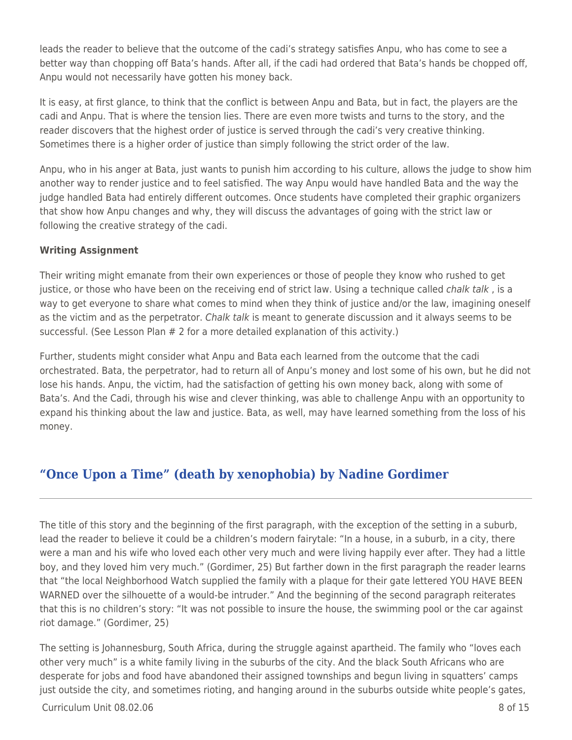leads the reader to believe that the outcome of the cadi's strategy satisfies Anpu, who has come to see a better way than chopping off Bata's hands. After all, if the cadi had ordered that Bata's hands be chopped off, Anpu would not necessarily have gotten his money back.

It is easy, at first glance, to think that the conflict is between Anpu and Bata, but in fact, the players are the cadi and Anpu. That is where the tension lies. There are even more twists and turns to the story, and the reader discovers that the highest order of justice is served through the cadi's very creative thinking. Sometimes there is a higher order of justice than simply following the strict order of the law.

Anpu, who in his anger at Bata, just wants to punish him according to his culture, allows the judge to show him another way to render justice and to feel satisfied. The way Anpu would have handled Bata and the way the judge handled Bata had entirely different outcomes. Once students have completed their graphic organizers that show how Anpu changes and why, they will discuss the advantages of going with the strict law or following the creative strategy of the cadi.

**Writing Assignment**

Their writing might emanate from their own experiences or those of people they know who rushed to get justice, or those who have been on the receiving end of strict law. Using a technique called *chalk talk* , is a way to get everyone to share what comes to mind when they think of justice and/or the law, imagining oneself as the victim and as the perpetrator. *Chalk talk* is meant to generate discussion and it always seems to be successful. (See Lesson Plan # 2 for a more detailed explanation of this activity.)

Further, students might consider what Anpu and Bata each learned from the outcome that the cadi orchestrated. Bata, the perpetrator, had to return all of Anpu's money and lost some of his own, but he did not lose his hands. Anpu, the victim, had the satisfaction of getting his own money back, along with some of Bata's. And the Cadi, through his wise and clever thinking, was able to challenge Anpu with an opportunity to expand his thinking about the law and justice. Bata, as well, may have learned something from the loss of his money.

## "Once Upon a Time" (death by xenophobia) by Nadine Gordimer

The title of this story and the beginning of the first paragraph, with the exception of the setting in a suburb, lead the reader to believe it could be a children's modern fairytale: "In a house, in a suburb, in a city, there were a man and his wife who loved each other very much and were living happily ever after. They had a little boy, and they loved him very much." (Gordimer, 25) But farther down in the first paragraph the reader learns that "the local Neighborhood Watch supplied the family with a plaque for their gate lettered YOU HAVE BEEN WARNED over the silhouette of a would-be intruder." And the beginning of the second paragraph reiterates that this is no children's story: "It was not possible to insure the house, the swimming pool or the car against riot damage." (Gordimer, 25)

The setting is Johannesburg, South Africa, during the struggle against apartheid. The family who "loves each other very much" is a white family living in the suburbs of the city. And the black South Africans who are desperate for jobs and food have abandoned their assigned townships and begun living in squatters' camps just outside the city, and sometimes rioting, and hanging around in the suburbs outside white people's gates,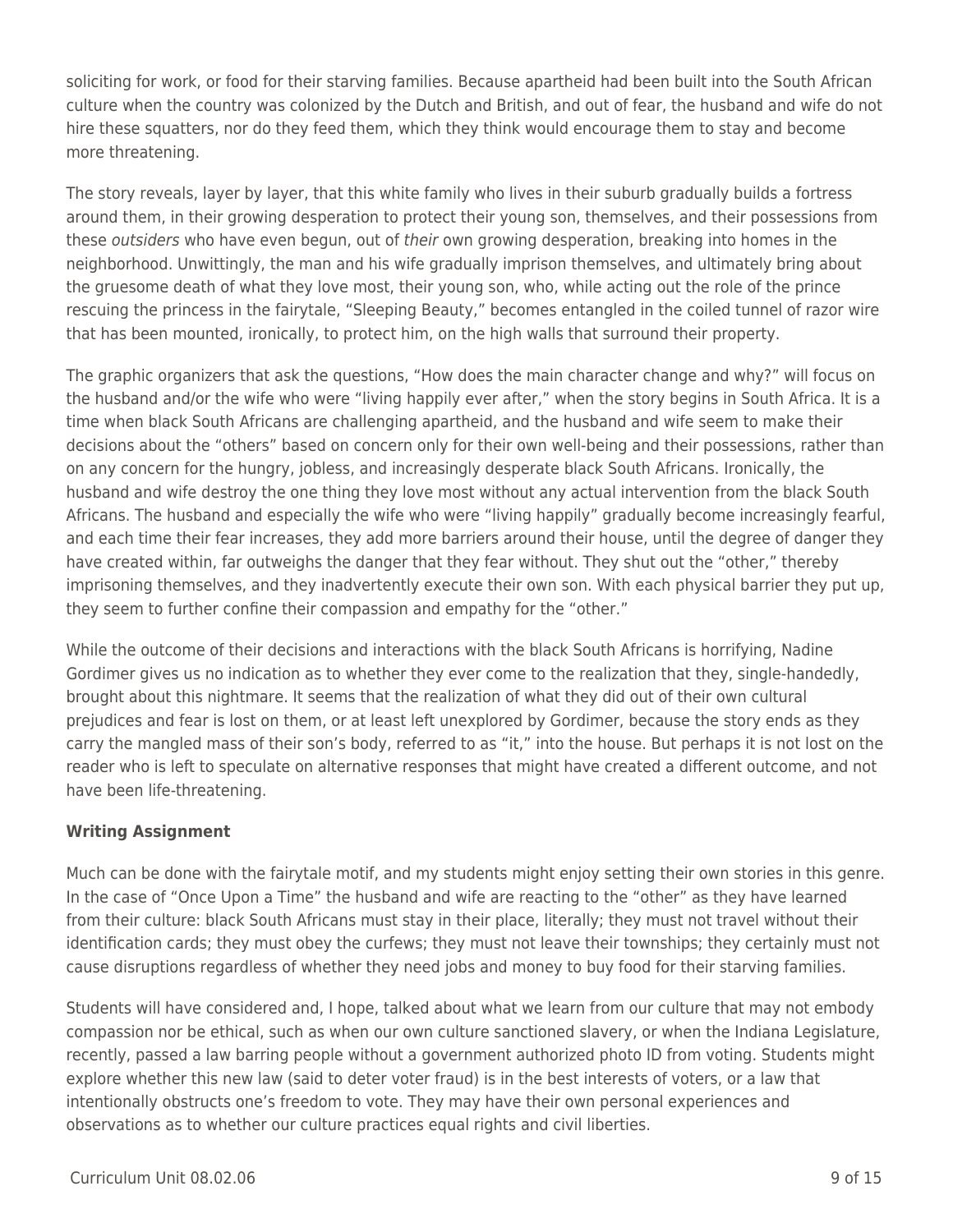soliciting for work, or food for their starving families. Because apartheid had been built into the South African culture when the country was colonized by the Dutch and British, and out of fear, the husband and wife do not hire these squatters, nor do they feed them, which they think would encourage them to stay and become more threatening.

The story reveals, layer by layer, that this white family who lives in their suburb gradually builds a fortress around them, in their growing desperation to protect their young son, themselves, and their possessions from these *outsiders* who have even begun, out of *their* own growing desperation, breaking into homes in the neighborhood. Unwittingly, the man and his wife gradually imprison themselves, and ultimately bring about the gruesome death of what they love most, their young son, who, while acting out the role of the prince rescuing the princess in the fairytale, "Sleeping Beauty," becomes entangled in the coiled tunnel of razor wire that has been mounted, ironically, to protect him, on the high walls that surround their property.

The graphic organizers that ask the questions, "How does the main character change and why?" will focus on the husband and/or the wife who were "living happily ever after," when the story begins in South Africa. It is a time when black South Africans are challenging apartheid, and the husband and wife seem to make their decisions about the "others" based on concern only for their own well-being and their possessions, rather than on any concern for the hungry, jobless, and increasingly desperate black South Africans. Ironically, the husband and wife destroy the one thing they love most without any actual intervention from the black South Africans. The husband and especially the wife who were "living happily" gradually become increasingly fearful, and each time their fear increases, they add more barriers around their house, until the degree of danger they have created within, far outweighs the danger that they fear without. They shut out the "other," thereby imprisoning themselves, and they inadvertently execute their own son. With each physical barrier they put up, they seem to further confine their compassion and empathy for the "other."

While the outcome of their decisions and interactions with the black South Africans is horrifying, Nadine Gordimer gives us no indication as to whether they ever come to the realization that they, single-handedly, brought about this nightmare. It seems that the realization of what they did out of their own cultural prejudices and fear is lost on them, or at least left unexplored by Gordimer, because the story ends as they carry the mangled mass of their son's body, referred to as "it," into the house. But perhaps it is not lost on the reader who is left to speculate on alternative responses that might have created a different outcome, and not have been life-threatening.

**Writing Assignment**

Much can be done with the fairytale motif, and my students might enjoy setting their own stories in this genre. In the case of "Once Upon a Time" the husband and wife are reacting to the "other" as they have learned from their culture: black South Africans must stay in their place, literally; they must not travel without their identification cards; they must obey the curfews; they must not leave their townships; they certainly must not cause disruptions regardless of whether they need jobs and money to buy food for their starving families.

Students will have considered and, I hope, talked about what we learn from our culture that may not embody compassion nor be ethical, such as when our own culture sanctioned slavery, or when the Indiana Legislature, recently, passed a law barring people without a government authorized photo ID from voting. Students might explore whether this new law (said to deter voter fraud) is in the best interests of voters, or a law that intentionally obstructs one's freedom to vote. They may have their own personal experiences and observations as to whether our culture practices equal rights and civil liberties.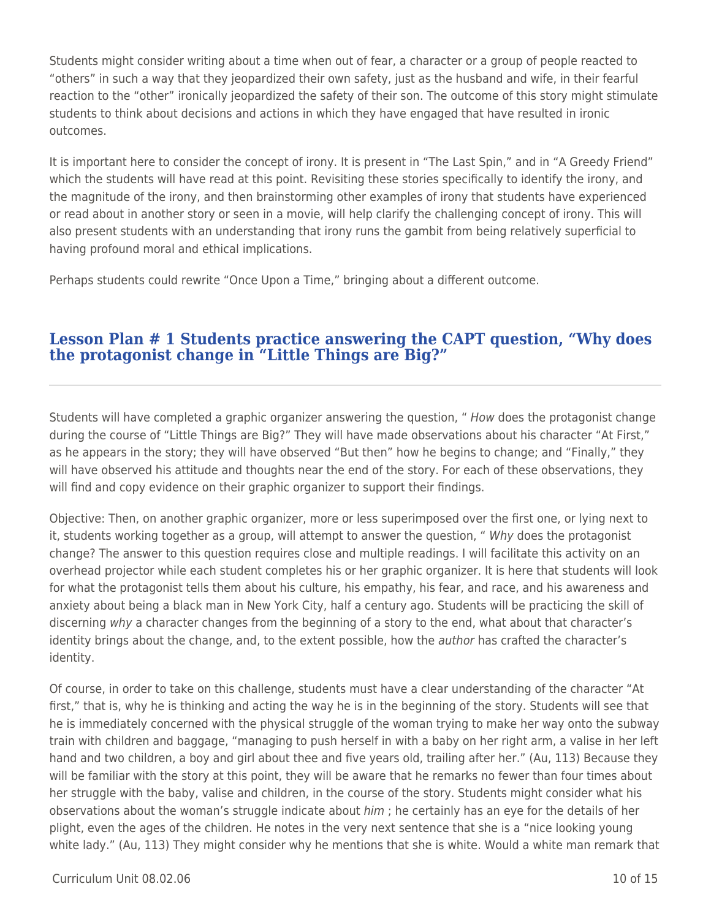Students might consider writing about a time when out of fear, a character or a group of people reacted to “others” in such a way that they jeopardized their own safety, just as the husband and wife, in their fearful reaction to the “other” ironically jeopardized the safety of their son. The outcome of this story might stimulate students to think about decisions and actions in which they have engaged that have resulted in ironic outcomes.

It is important here to consider the concept of irony. It is present in “The Last Spin,” and in “A Greedy Friend” which the students will have read at this point. Revisiting these stories specifically to identify the irony, and the magnitude of the irony, and then brainstorming other examples of irony that students have experienced or read about in another story or seen in a movie, will help clarify the challenging concept of irony. This will also present students with an understanding that irony runs the gambit from being relatively superficial to having profound moral and ethical implications.

Perhaps students could rewrite “Once Upon a Time,” bringing about a different outcome.

## Lesson Plan # 1 Students practice answering the CAPT question, “Why does the protagonist change in “Little Things are Big?”

Students will have completed a graphic organizer answering the question, “ *How* does the protagonist change during the course of “Little Things are Big?” They will have made observations about his character “At First,” as he appears in the story; they will have observed “But then” how he begins to change; and “Finally,” they will have observed his attitude and thoughts near the end of the story. For each of these observations, they will find and copy evidence on their graphic organizer to support their findings.

Objective: Then, on another graphic organizer, more or less superimposed over the first one, or lying next to it, students working together as a group, will attempt to answer the question, “ *Why* does the protagonist change? The answer to this question requires close and multiple readings. I will facilitate this activity on an overhead projector while each student completes his or her graphic organizer. It is here that students will look for what the protagonist tells them about his culture, his empathy, his fear, and race, and his awareness and anxiety about being a black man in New York City, half a century ago. Students will be practicing the skill of discerning *why* a character changes from the beginning of a story to the end, what about that character’s identity brings about the change, and, to the extent possible, how the *author* has crafted the character’s identity.

Of course, in order to take on this challenge, students must have a clear understanding of the character “At first,” that is, why he is thinking and acting the way he is in the beginning of the story. Students will see that he is immediately concerned with the physical struggle of the woman trying to make her way onto the subway train with children and baggage, “managing to push herself in with a baby on her right arm, a valise in her left hand and two children, a boy and girl about thee and five years old, trailing after her.” (Au, 113) Because they will be familiar with the story at this point, they will be aware that he remarks no fewer than four times about her struggle with the baby, valise and children, in the course of the story. Students might consider what his observations about the woman’s struggle indicate about *him* ; he certainly has an eye for the details of her plight, even the ages of the children. He notes in the very next sentence that she is a “nice looking young white lady.” (Au, 113) They might consider why he mentions that she is white. Would a white man remark that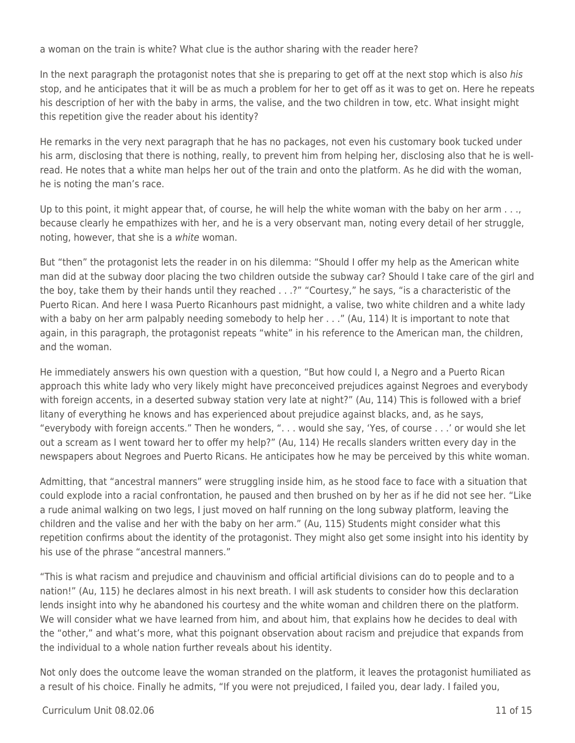a woman on the train is white? What clue is the author sharing with the reader here?

In the next paragraph the protagonist notes that she is preparing to get off at the next stop which is also *his* stop, and he anticipates that it will be as much a problem for her to get off as it was to get on. Here he repeats his description of her with the baby in arms, the valise, and the two children in tow, etc. What insight might this repetition give the reader about his identity?

He remarks in the very next paragraph that he has no packages, not even his customary book tucked under his arm, disclosing that there is nothing, really, to prevent him from helping her, disclosing also that he is well-read. He notes that a white man helps her out of the train and onto the platform. As he did with the woman, he is noting the man's race.

Up to this point, it might appear that, of course, he will help the white woman with the baby on her arm . . ., because clearly he empathizes with her, and he is a very observant man, noting every detail of her struggle, noting, however, that she is a *white* woman.

But "then" the protagonist lets the reader in on his dilemma: "Should I offer my help as the American white man did at the subway door placing the two children outside the subway car? Should I take care of the girl and the boy, take them by their hands until they reached . . .?" "Courtesy," he says, "is a characteristic of the Puerto Rican. And here I wasa Puerto Ricanhours past midnight, a valise, two white children and a white lady with a baby on her arm palpably needing somebody to help her . . ." (Au, 114) It is important to note that again, in this paragraph, the protagonist repeats "white" in his reference to the American man, the children, and the woman.

He immediately answers his own question with a question, "But how could I, a Negro and a Puerto Rican approach this white lady who very likely might have preconceived prejudices against Negroes and everybody with foreign accents, in a deserted subway station very late at night?" (Au, 114) This is followed with a brief litany of everything he knows and has experienced about prejudice against blacks, and, as he says, "everybody with foreign accents." Then he wonders, ". . . would she say, 'Yes, of course . . .' or would she let out a scream as I went toward her to offer my help?" (Au, 114) He recalls slanders written every day in the newspapers about Negroes and Puerto Ricans. He anticipates how he may be perceived by this white woman.

Admitting, that "ancestral manners" were struggling inside him, as he stood face to face with a situation that could explode into a racial confrontation, he paused and then brushed on by her as if he did not see her. "Like a rude animal walking on two legs, I just moved on half running on the long subway platform, leaving the children and the valise and her with the baby on her arm." (Au, 115) Students might consider what this repetition confirms about the identity of the protagonist. They might also get some insight into his identity by his use of the phrase "ancestral manners."

"This is what racism and prejudice and chauvinism and official artificial divisions can do to people and to a nation!" (Au, 115) he declares almost in his next breath. I will ask students to consider how this declaration lends insight into why he abandoned his courtesy and the white woman and children there on the platform. We will consider what we have learned from him, and about him, that explains how he decides to deal with the "other," and what's more, what this poignant observation about racism and prejudice that expands from the individual to a whole nation further reveals about his identity.

Not only does the outcome leave the woman stranded on the platform, it leaves the protagonist humiliated as a result of his choice. Finally he admits, "If you were not prejudiced, I failed you, dear lady. I failed you,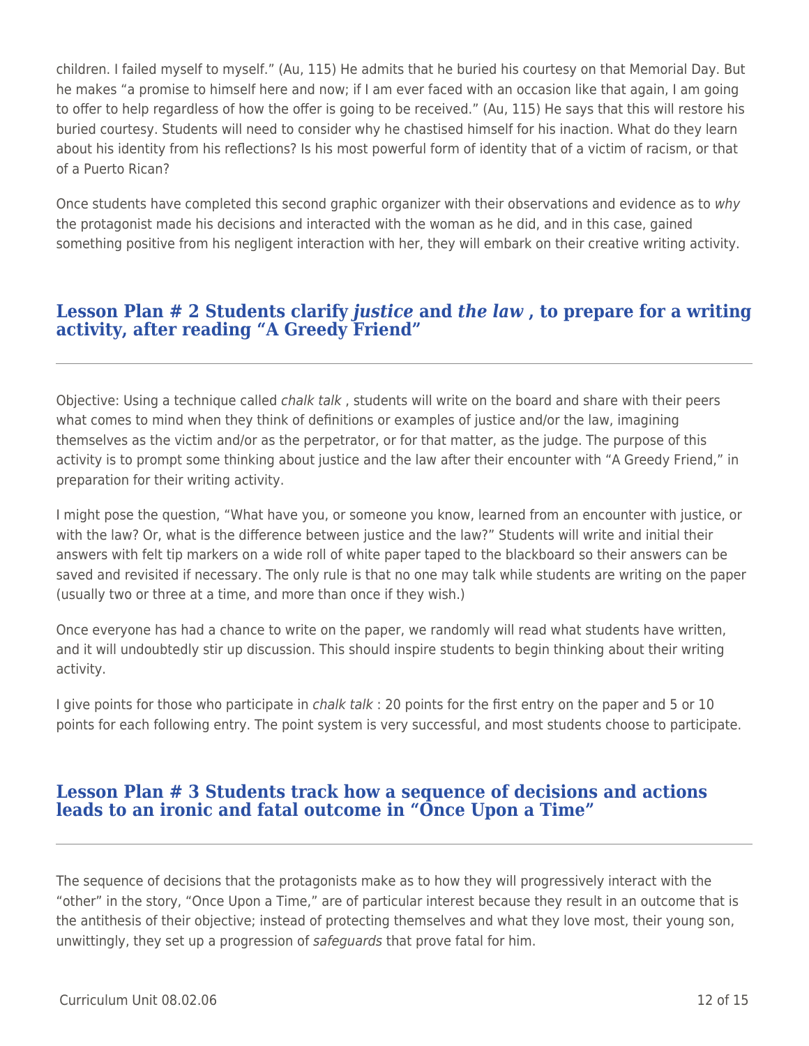children. I failed myself to myself." (Au, 115) He admits that he buried his courtesy on that Memorial Day. But he makes "a promise to himself here and now; if I am ever faced with an occasion like that again, I am going to offer to help regardless of how the offer is going to be received." (Au, 115) He says that this will restore his buried courtesy. Students will need to consider why he chastised himself for his inaction. What do they learn about his identity from his reflections? Is his most powerful form of identity that of a victim of racism, or that of a Puerto Rican?

Once students have completed this second graphic organizer with their observations and evidence as to *why* the protagonist made his decisions and interacted with the woman as he did, and in this case, gained something positive from his negligent interaction with her, they will embark on their creative writing activity.

## Lesson Plan # 2 Students clarify *justice* and *the law* , to prepare for a writing activity, after reading "A Greedy Friend"

Objective: Using a technique called *chalk talk* , students will write on the board and share with their peers what comes to mind when they think of definitions or examples of justice and/or the law, imagining themselves as the victim and/or as the perpetrator, or for that matter, as the judge. The purpose of this activity is to prompt some thinking about justice and the law after their encounter with "A Greedy Friend," in preparation for their writing activity.

I might pose the question, "What have you, or someone you know, learned from an encounter with justice, or with the law? Or, what is the difference between justice and the law?" Students will write and initial their answers with felt tip markers on a wide roll of white paper taped to the blackboard so their answers can be saved and revisited if necessary. The only rule is that no one may talk while students are writing on the paper (usually two or three at a time, and more than once if they wish.)

Once everyone has had a chance to write on the paper, we randomly will read what students have written, and it will undoubtedly stir up discussion. This should inspire students to begin thinking about their writing activity.

I give points for those who participate in *chalk talk* : 20 points for the first entry on the paper and 5 or 10 points for each following entry. The point system is very successful, and most students choose to participate.

## Lesson Plan # 3 Students track how a sequence of decisions and actions leads to an ironic and fatal outcome in "Once Upon a Time"

The sequence of decisions that the protagonists make as to how they will progressively interact with the "other" in the story, "Once Upon a Time," are of particular interest because they result in an outcome that is the antithesis of their objective; instead of protecting themselves and what they love most, their young son, unwittingly, they set up a progression of *safeguards* that prove fatal for him.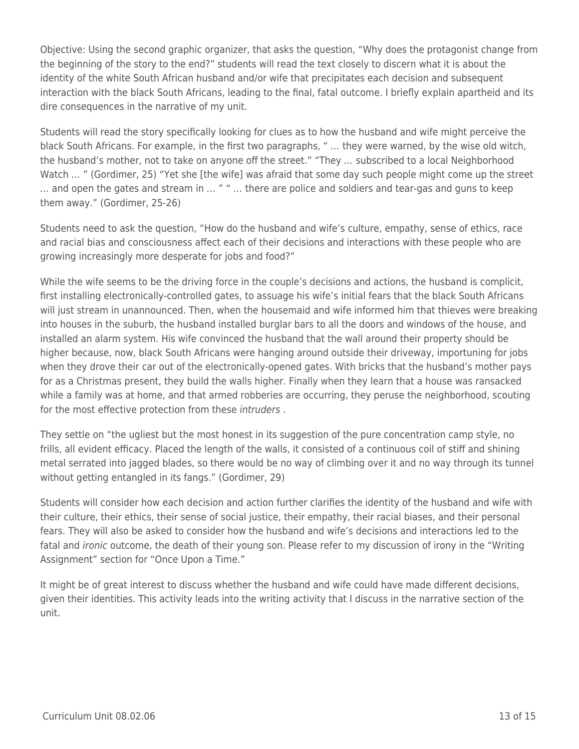Objective: Using the second graphic organizer, that asks the question, "Why does the protagonist change from the beginning of the story to the end?" students will read the text closely to discern what it is about the identity of the white South African husband and/or wife that precipitates each decision and subsequent interaction with the black South Africans, leading to the final, fatal outcome. I briefly explain apartheid and its dire consequences in the narrative of my unit.

Students will read the story specifically looking for clues as to how the husband and wife might perceive the black South Africans. For example, in the first two paragraphs, " … they were warned, by the wise old witch, the husband's mother, not to take on anyone off the street." "They … subscribed to a local Neighborhood Watch … " (Gordimer, 25) "Yet she [the wife] was afraid that some day such people might come up the street … and open the gates and stream in … " " … there are police and soldiers and tear-gas and guns to keep them away." (Gordimer, 25-26)

Students need to ask the question, "How do the husband and wife's culture, empathy, sense of ethics, race and racial bias and consciousness affect each of their decisions and interactions with these people who are growing increasingly more desperate for jobs and food?"

While the wife seems to be the driving force in the couple's decisions and actions, the husband is complicit, first installing electronically-controlled gates, to assuage his wife's initial fears that the black South Africans will just stream in unannounced. Then, when the housemaid and wife informed him that thieves were breaking into houses in the suburb, the husband installed burglar bars to all the doors and windows of the house, and installed an alarm system. His wife convinced the husband that the wall around their property should be higher because, now, black South Africans were hanging around outside their driveway, importuning for jobs when they drove their car out of the electronically-opened gates. With bricks that the husband's mother pays for as a Christmas present, they build the walls higher. Finally when they learn that a house was ransacked while a family was at home, and that armed robberies are occurring, they peruse the neighborhood, scouting for the most effective protection from these *intruders* .

They settle on "the ugliest but the most honest in its suggestion of the pure concentration camp style, no frills, all evident efficacy. Placed the length of the walls, it consisted of a continuous coil of stiff and shining metal serrated into jagged blades, so there would be no way of climbing over it and no way through its tunnel without getting entangled in its fangs." (Gordimer, 29)

Students will consider how each decision and action further clarifies the identity of the husband and wife with their culture, their ethics, their sense of social justice, their empathy, their racial biases, and their personal fears. They will also be asked to consider how the husband and wife's decisions and interactions led to the fatal and *ironic* outcome, the death of their young son. Please refer to my discussion of irony in the "Writing Assignment" section for "Once Upon a Time."

It might be of great interest to discuss whether the husband and wife could have made different decisions, given their identities. This activity leads into the writing activity that I discuss in the narrative section of the unit.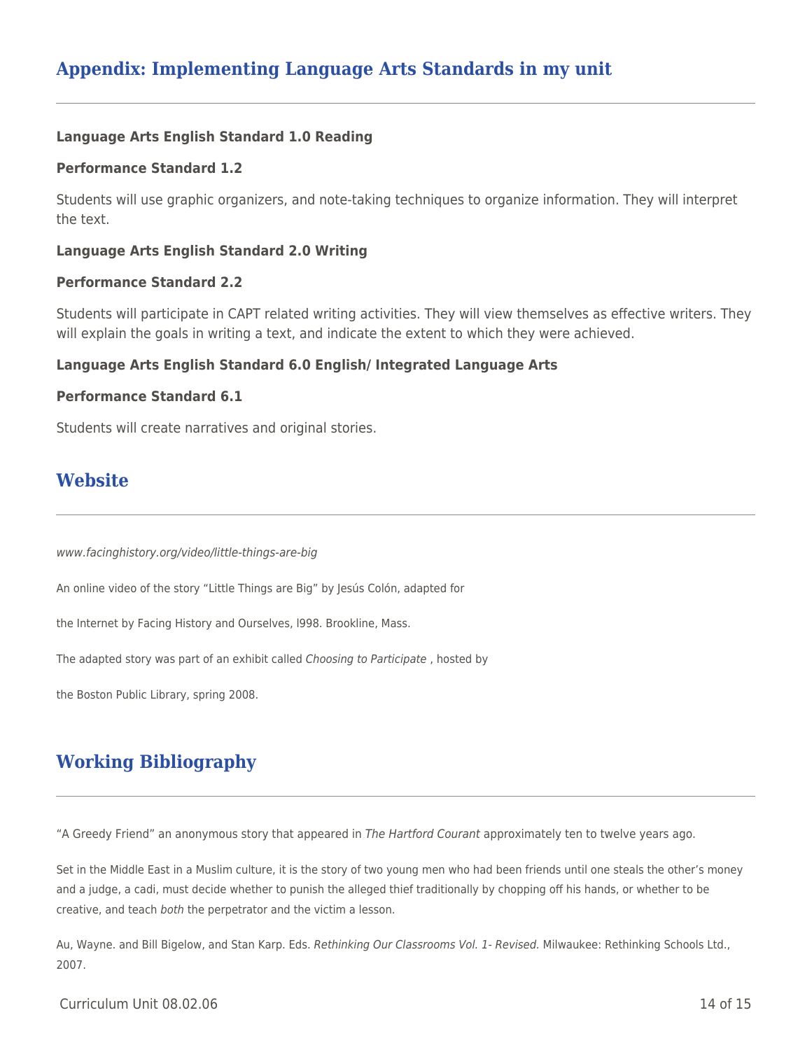## Appendix: Implementing Language Arts Standards in my unit

**Language Arts English Standard 1.0 Reading**

**Performance Standard 1.2**

Students will use graphic organizers, and note-taking techniques to organize information. They will interpret the text.

**Language Arts English Standard 2.0 Writing**

**Performance Standard 2.2**

Students will participate in CAPT related writing activities. They will view themselves as effective writers. They will explain the goals in writing a text, and indicate the extent to which they were achieved.

**Language Arts English Standard 6.0 English/ Integrated Language Arts**

**Performance Standard 6.1**

Students will create narratives and original stories.

## Website

*www.facinghistory.org/video/little-things-are-big*

An online video of the story "Little Things are Big" by Jesús Colón, adapted for

the Internet by Facing History and Ourselves, l998. Brookline, Mass.

The adapted story was part of an exhibit called *Choosing to Participate* , hosted by

the Boston Public Library, spring 2008.

## Working Bibliography

"A Greedy Friend" an anonymous story that appeared in *The Hartford Courant* approximately ten to twelve years ago.

Set in the Middle East in a Muslim culture, it is the story of two young men who had been friends until one steals the other's money and a judge, a cadi, must decide whether to punish the alleged thief traditionally by chopping off his hands, or whether to be creative, and teach *both* the perpetrator and the victim a lesson.

Au, Wayne. and Bill Bigelow, and Stan Karp. Eds. *Rethinking Our Classrooms Vol. 1- Revised.* Milwaukee: Rethinking Schools Ltd., 2007.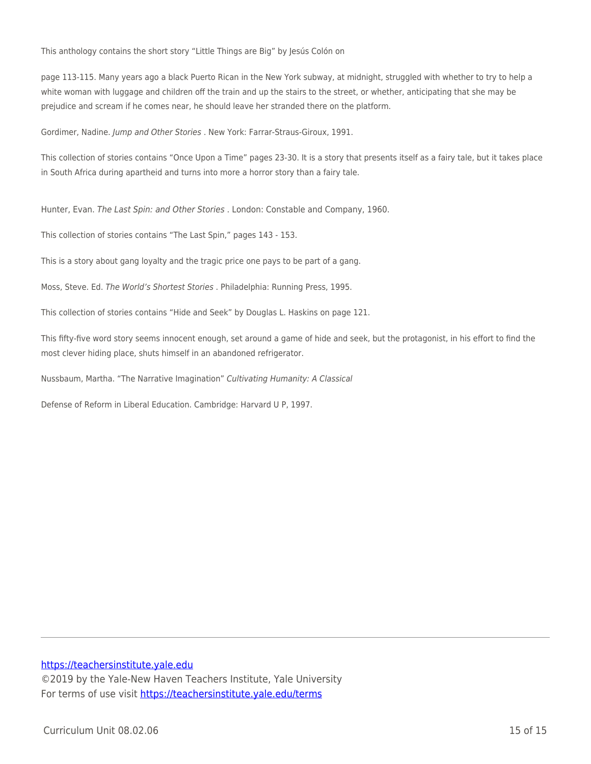This anthology contains the short story "Little Things are Big" by Jesús Colón on

page 113-115. Many years ago a black Puerto Rican in the New York subway, at midnight, struggled with whether to try to help a white woman with luggage and children off the train and up the stairs to the street, or whether, anticipating that she may be prejudice and scream if he comes near, he should leave her stranded there on the platform.

Gordimer, Nadine. *Jump and Other Stories* . New York: Farrar-Straus-Giroux, 1991.

This collection of stories contains "Once Upon a Time" pages 23-30. It is a story that presents itself as a fairy tale, but it takes place in South Africa during apartheid and turns into more a horror story than a fairy tale.

Hunter, Evan. *The Last Spin: and Other Stories* . London: Constable and Company, 1960.

This collection of stories contains "The Last Spin," pages 143 - 153.

This is a story about gang loyalty and the tragic price one pays to be part of a gang.

Moss, Steve. Ed. *The World's Shortest Stories* . Philadelphia: Running Press, 1995.

This collection of stories contains "Hide and Seek" by Douglas L. Haskins on page 121.

This fifty-five word story seems innocent enough, set around a game of hide and seek, but the protagonist, in his effort to find the most clever hiding place, shuts himself in an abandoned refrigerator.

Nussbaum, Martha. "The Narrative Imagination" *Cultivating Humanity: A Classical*

Defense of Reform in Liberal Education. Cambridge: Harvard U P, 1997.

https://teachersinstitute.yale.edu
©2019 by the Yale-New Haven Teachers Institute, Yale University
For terms of use visit https://teachersinstitute.yale.edu/terms